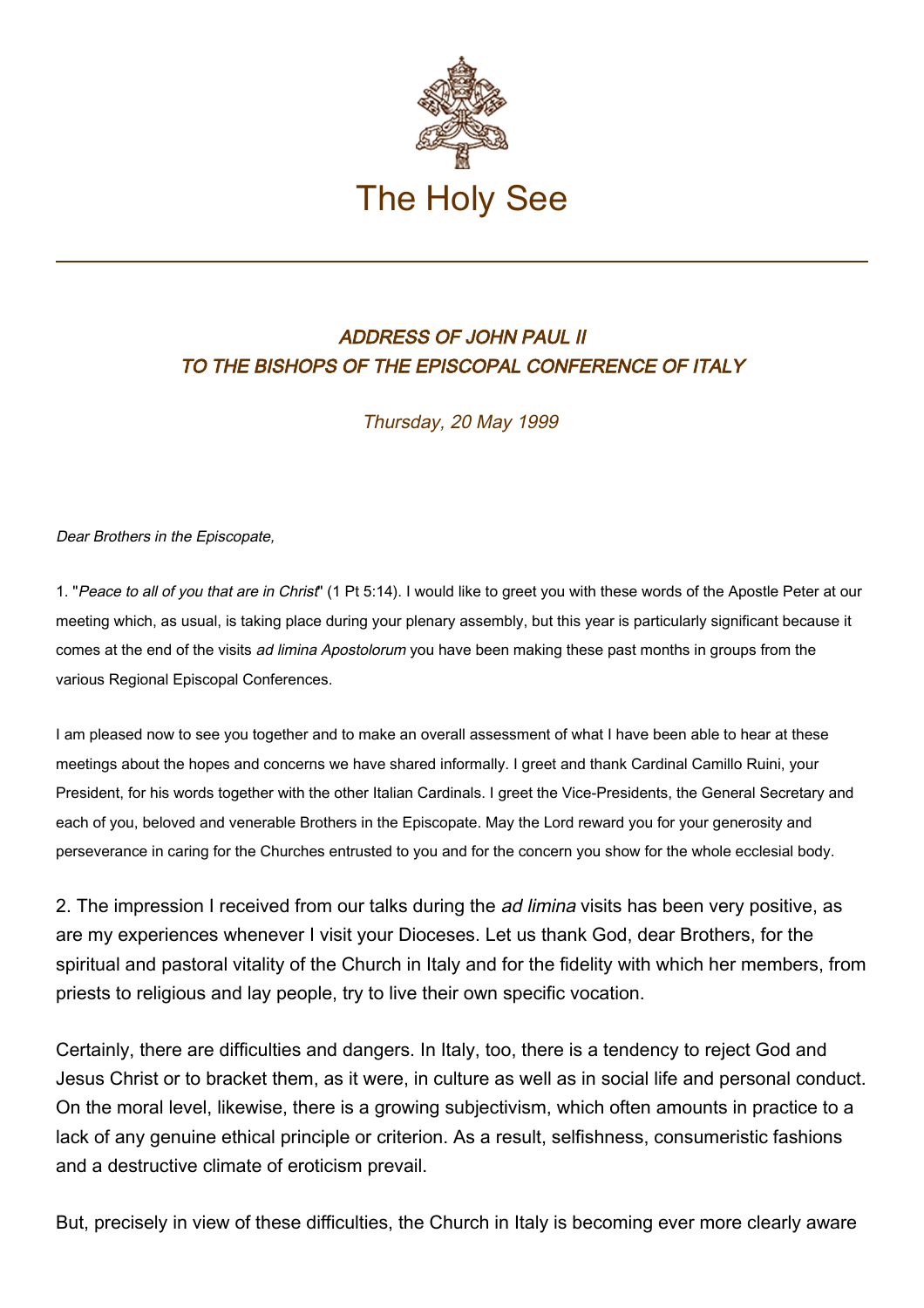# The Holy See

## *ADDRESS OF JOHN PAUL II TO THE BISHOPS OF THE EPISCOPAL CONFERENCE OF ITALY*

*Thursday, 20 May 1999*

*Dear Brothers in the Episcopate,*

1. "*Peace to all of you that are in Christ*" (1 Pt 5:14). I would like to greet you with these words of the Apostle Peter at our meeting which, as usual, is taking place during your plenary assembly, but this year is particularly significant because it comes at the end of the visits *ad limina Apostolorum* you have been making these past months in groups from the various Regional Episcopal Conferences.

I am pleased now to see you together and to make an overall assessment of what I have been able to hear at these meetings about the hopes and concerns we have shared informally. I greet and thank Cardinal Camillo Ruini, your President, for his words together with the other Italian Cardinals. I greet the Vice-Presidents, the General Secretary and each of you, beloved and venerable Brothers in the Episcopate. May the Lord reward you for your generosity and perseverance in caring for the Churches entrusted to you and for the concern you show for the whole ecclesial body.

2. The impression I received from our talks during the *ad limina* visits has been very positive, as are my experiences whenever I visit your Dioceses. Let us thank God, dear Brothers, for the spiritual and pastoral vitality of the Church in Italy and for the fidelity with which her members, from priests to religious and lay people, try to live their own specific vocation.

Certainly, there are difficulties and dangers. In Italy, too, there is a tendency to reject God and Jesus Christ or to bracket them, as it were, in culture as well as in social life and personal conduct. On the moral level, likewise, there is a growing subjectivism, which often amounts in practice to a lack of any genuine ethical principle or criterion. As a result, selfishness, consumeristic fashions and a destructive climate of eroticism prevail.

But, precisely in view of these difficulties, the Church in Italy is becoming ever more clearly aware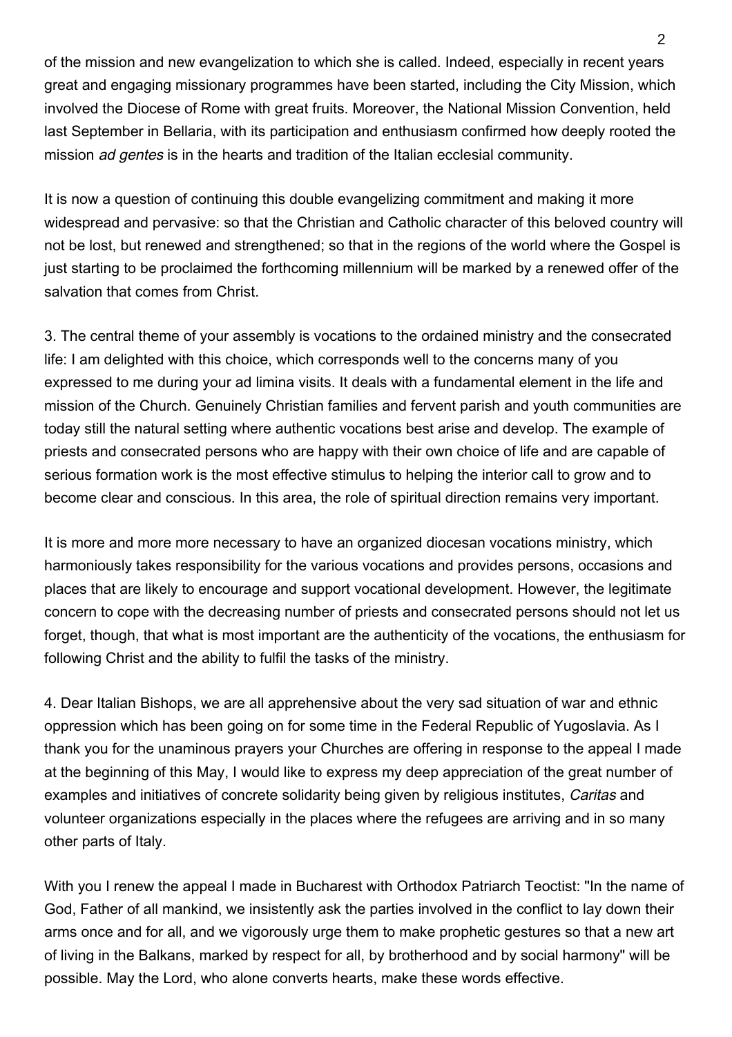of the mission and new evangelization to which she is called. Indeed, especially in recent years great and engaging missionary programmes have been started, including the City Mission, which involved the Diocese of Rome with great fruits. Moreover, the National Mission Convention, held last September in Bellaria, with its participation and enthusiasm confirmed how deeply rooted the mission *ad gentes* is in the hearts and tradition of the Italian ecclesial community.

It is now a question of continuing this double evangelizing commitment and making it more widespread and pervasive: so that the Christian and Catholic character of this beloved country will not be lost, but renewed and strengthened; so that in the regions of the world where the Gospel is just starting to be proclaimed the forthcoming millennium will be marked by a renewed offer of the salvation that comes from Christ.

3. The central theme of your assembly is vocations to the ordained ministry and the consecrated life: I am delighted with this choice, which corresponds well to the concerns many of you expressed to me during your ad limina visits. It deals with a fundamental element in the life and mission of the Church. Genuinely Christian families and fervent parish and youth communities are today still the natural setting where authentic vocations best arise and develop. The example of priests and consecrated persons who are happy with their own choice of life and are capable of serious formation work is the most effective stimulus to helping the interior call to grow and to become clear and conscious. In this area, the role of spiritual direction remains very important.

It is more and more more necessary to have an organized diocesan vocations ministry, which harmoniously takes responsibility for the various vocations and provides persons, occasions and places that are likely to encourage and support vocational development. However, the legitimate concern to cope with the decreasing number of priests and consecrated persons should not let us forget, though, that what is most important are the authenticity of the vocations, the enthusiasm for following Christ and the ability to fulfil the tasks of the ministry.

4. Dear Italian Bishops, we are all apprehensive about the very sad situation of war and ethnic oppression which has been going on for some time in the Federal Republic of Yugoslavia. As I thank you for the unaminous prayers your Churches are offering in response to the appeal I made at the beginning of this May, I would like to express my deep appreciation of the great number of examples and initiatives of concrete solidarity being given by religious institutes, *Caritas* and volunteer organizations especially in the places where the refugees are arriving and in so many other parts of Italy.

With you I renew the appeal I made in Bucharest with Orthodox Patriarch Teoctist: "In the name of God, Father of all mankind, we insistently ask the parties involved in the conflict to lay down their arms once and for all, and we vigorously urge them to make prophetic gestures so that a new art of living in the Balkans, marked by respect for all, by brotherhood and by social harmony" will be possible. May the Lord, who alone converts hearts, make these words effective.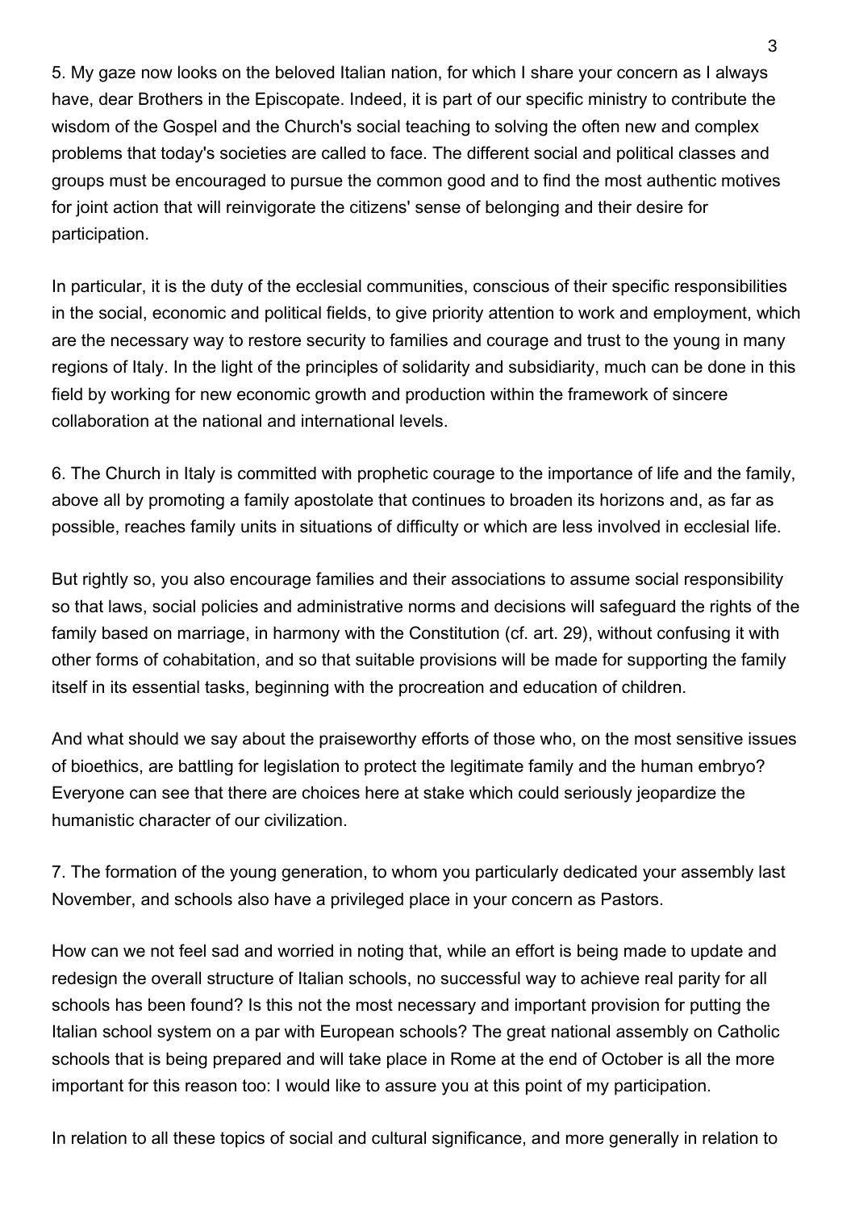5. My gaze now looks on the beloved Italian nation, for which I share your concern as I always have, dear Brothers in the Episcopate. Indeed, it is part of our specific ministry to contribute the wisdom of the Gospel and the Church's social teaching to solving the often new and complex problems that today's societies are called to face. The different social and political classes and groups must be encouraged to pursue the common good and to find the most authentic motives for joint action that will reinvigorate the citizens' sense of belonging and their desire for participation.

In particular, it is the duty of the ecclesial communities, conscious of their specific responsibilities in the social, economic and political fields, to give priority attention to work and employment, which are the necessary way to restore security to families and courage and trust to the young in many regions of Italy. In the light of the principles of solidarity and subsidiarity, much can be done in this field by working for new economic growth and production within the framework of sincere collaboration at the national and international levels.

6. The Church in Italy is committed with prophetic courage to the importance of life and the family, above all by promoting a family apostolate that continues to broaden its horizons and, as far as possible, reaches family units in situations of difficulty or which are less involved in ecclesial life.

But rightly so, you also encourage families and their associations to assume social responsibility so that laws, social policies and administrative norms and decisions will safeguard the rights of the family based on marriage, in harmony with the Constitution (cf. art. 29), without confusing it with other forms of cohabitation, and so that suitable provisions will be made for supporting the family itself in its essential tasks, beginning with the procreation and education of children.

And what should we say about the praiseworthy efforts of those who, on the most sensitive issues of bioethics, are battling for legislation to protect the legitimate family and the human embryo? Everyone can see that there are choices here at stake which could seriously jeopardize the humanistic character of our civilization.

7. The formation of the young generation, to whom you particularly dedicated your assembly last November, and schools also have a privileged place in your concern as Pastors.

How can we not feel sad and worried in noting that, while an effort is being made to update and redesign the overall structure of Italian schools, no successful way to achieve real parity for all schools has been found? Is this not the most necessary and important provision for putting the Italian school system on a par with European schools? The great national assembly on Catholic schools that is being prepared and will take place in Rome at the end of October is all the more important for this reason too: I would like to assure you at this point of my participation.

In relation to all these topics of social and cultural significance, and more generally in relation to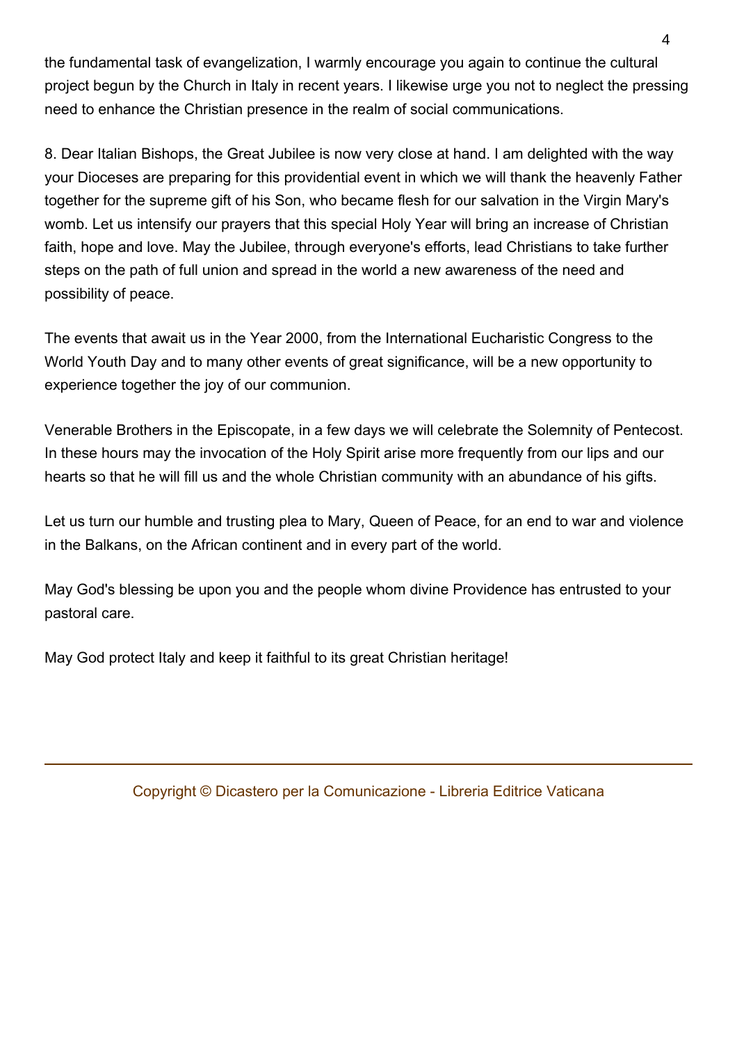the fundamental task of evangelization, I warmly encourage you again to continue the cultural project begun by the Church in Italy in recent years. I likewise urge you not to neglect the pressing need to enhance the Christian presence in the realm of social communications.

8. Dear Italian Bishops, the Great Jubilee is now very close at hand. I am delighted with the way your Dioceses are preparing for this providential event in which we will thank the heavenly Father together for the supreme gift of his Son, who became flesh for our salvation in the Virgin Mary's womb. Let us intensify our prayers that this special Holy Year will bring an increase of Christian faith, hope and love. May the Jubilee, through everyone's efforts, lead Christians to take further steps on the path of full union and spread in the world a new awareness of the need and possibility of peace.

The events that await us in the Year 2000, from the International Eucharistic Congress to the World Youth Day and to many other events of great significance, will be a new opportunity to experience together the joy of our communion.

Venerable Brothers in the Episcopate, in a few days we will celebrate the Solemnity of Pentecost. In these hours may the invocation of the Holy Spirit arise more frequently from our lips and our hearts so that he will fill us and the whole Christian community with an abundance of his gifts.

Let us turn our humble and trusting plea to Mary, Queen of Peace, for an end to war and violence in the Balkans, on the African continent and in every part of the world.

May God's blessing be upon you and the people whom divine Providence has entrusted to your pastoral care.

May God protect Italy and keep it faithful to its great Christian heritage!

Copyright © Dicastero per la Comunicazione - Libreria Editrice Vaticana